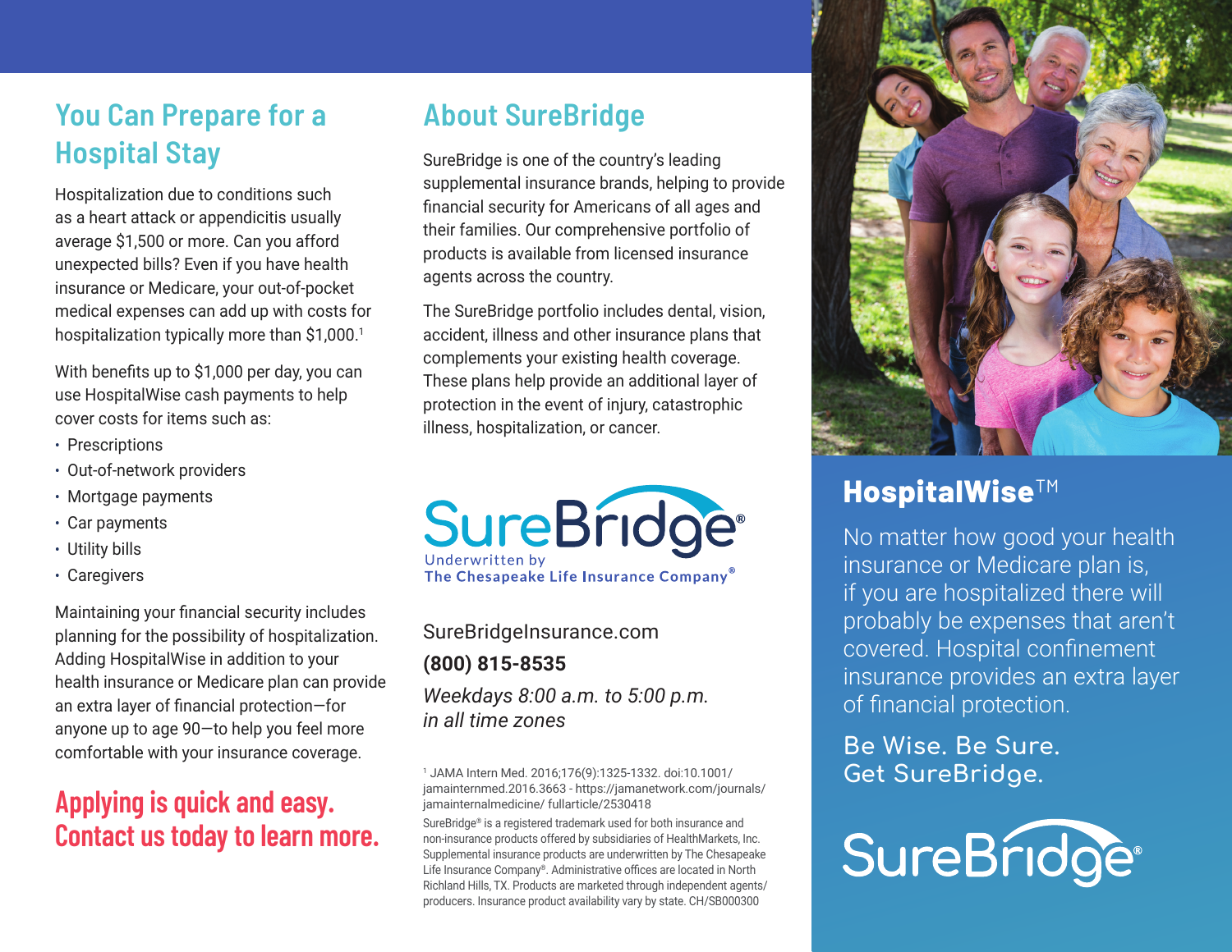## You Can Prepare for a Hospital Stay

Hospitalization due to conditions such as a heart attack or appendicitis usually average $1,500 or more. Can you afford unexpected bills? Even if you have health insurance or Medicare, your out-of-pocket medical expenses can add up with costs for hospitalization typically more than $1,000.[1]

With benefits up to $1,000 per day, you can use HospitalWise cash payments to help cover costs for items such as:

- Prescriptions
- Out-of-network providers
- Mortgage payments
- Car payments
- Utility bills
- Caregivers

Maintaining your financial security includes planning for the possibility of hospitalization. Adding HospitalWise in addition to your health insurance or Medicare plan can provide an extra layer of financial protection—for anyone up to age 90—to help you feel more comfortable with your insurance coverage.

**Applying is quick and easy. Contact us today to learn more.**

## About SureBridge

SureBridge is one of the country's leading supplemental insurance brands, helping to provide financial security for Americans of all ages and their families. Our comprehensive portfolio of products is available from licensed insurance agents across the country.

The SureBridge portfolio includes dental, vision, accident, illness and other insurance plans that complements your existing health coverage. These plans help provide an additional layer of protection in the event of injury, catastrophic illness, hospitalization, or cancer.

SureBridge®
Underwritten by
The Chesapeake Life Insurance Company®

SureBridgeInsurance.com

**(800) 815-8535**

*Weekdays 8:00 a.m. to 5:00 p.m. in all time zones*

[1] JAMA Intern Med. 2016;176(9):1325-1332. doi:10.1001/jamainternmed.2016.3663 - https://jamanetwork.com/journals/jamainternalmedicine/ fullarticle/2530418

SureBridge® is a registered trademark used for both insurance and non-insurance products offered by subsidiaries of HealthMarkets, Inc. Supplemental insurance products are underwritten by The Chesapeake Life Insurance Company®. Administrative offices are located in North Richland Hills, TX. Products are marketed through independent agents/producers. Insurance product availability vary by state. CH/SB000300

## HospitalWise™

No matter how good your health insurance or Medicare plan is, if you are hospitalized there will probably be expenses that aren't covered. Hospital confinement insurance provides an extra layer of financial protection.

Be Wise. Be Sure.
Get SureBridge.

SureBridge®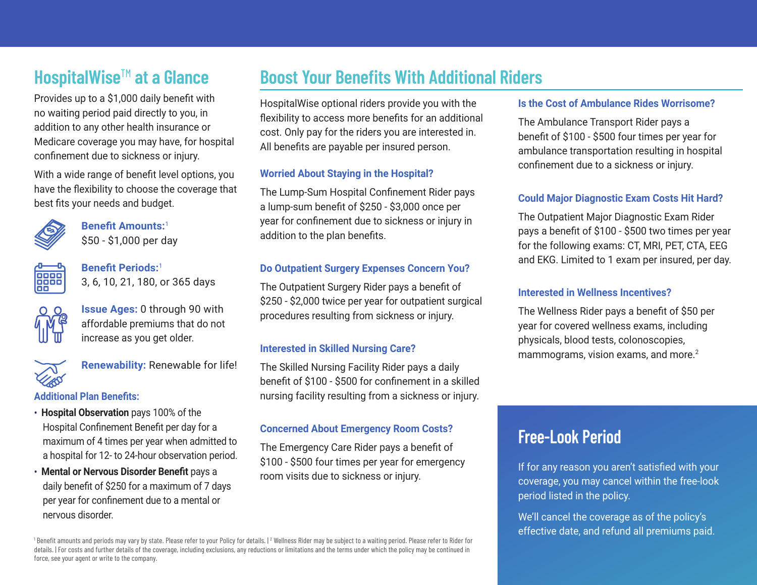## HospitalWise™ at a Glance

Provides up to a $1,000 daily benefit with no waiting period paid directly to you, in addition to any other health insurance or Medicare coverage you may have, for hospital confinement due to sickness or injury.

With a wide range of benefit level options, you have the flexibility to choose the coverage that best fits your needs and budget.

**Benefit Amounts:**[1]
$50 - $1,000 per day

**Benefit Periods:**[1]
3, 6, 10, 21, 180, or 365 days

**Issue Ages:** 0 through 90 with affordable premiums that do not increase as you get older.

**Renewability:** Renewable for life!

### Additional Plan Benefits:

- **Hospital Observation** pays 100% of the Hospital Confinement Benefit per day for a maximum of 4 times per year when admitted to a hospital for 12- to 24-hour observation period.
- **Mental or Nervous Disorder Benefit** pays a daily benefit of $250 for a maximum of 7 days per year for confinement due to a mental or nervous disorder.

## Boost Your Benefits With Additional Riders

HospitalWise optional riders provide you with the flexibility to access more benefits for an additional cost. Only pay for the riders you are interested in. All benefits are payable per insured person.

### Worried About Staying in the Hospital?

The Lump-Sum Hospital Confinement Rider pays a lump-sum benefit of $250 - $3,000 once per year for confinement due to sickness or injury in addition to the plan benefits.

### Do Outpatient Surgery Expenses Concern You?

The Outpatient Surgery Rider pays a benefit of $250 - $2,000 twice per year for outpatient surgical procedures resulting from sickness or injury.

### Interested in Skilled Nursing Care?

The Skilled Nursing Facility Rider pays a daily benefit of $100 - $500 for confinement in a skilled nursing facility resulting from a sickness or injury.

### Concerned About Emergency Room Costs?

The Emergency Care Rider pays a benefit of $100 - $500 four times per year for emergency room visits due to sickness or injury.

### Is the Cost of Ambulance Rides Worrisome?

The Ambulance Transport Rider pays a benefit of $100 - $500 four times per year for ambulance transportation resulting in hospital confinement due to a sickness or injury.

### Could Major Diagnostic Exam Costs Hit Hard?

The Outpatient Major Diagnostic Exam Rider pays a benefit of $100 - $500 two times per year for the following exams: CT, MRI, PET, CTA, EEG and EKG. Limited to 1 exam per insured, per day.

### Interested in Wellness Incentives?

The Wellness Rider pays a benefit of $50 per year for covered wellness exams, including physicals, blood tests, colonoscopies, mammograms, vision exams, and more.[2]

## Free-Look Period

If for any reason you aren't satisfied with your coverage, you may cancel within the free-look period listed in the policy.

We'll cancel the coverage as of the policy's effective date, and refund all premiums paid.

[1] Benefit amounts and periods may vary by state. Please refer to your Policy for details. | [2] Wellness Rider may be subject to a waiting period. Please refer to Rider for details. | For costs and further details of the coverage, including exclusions, any reductions or limitations and the terms under which the policy may be continued in force, see your agent or write to the company.